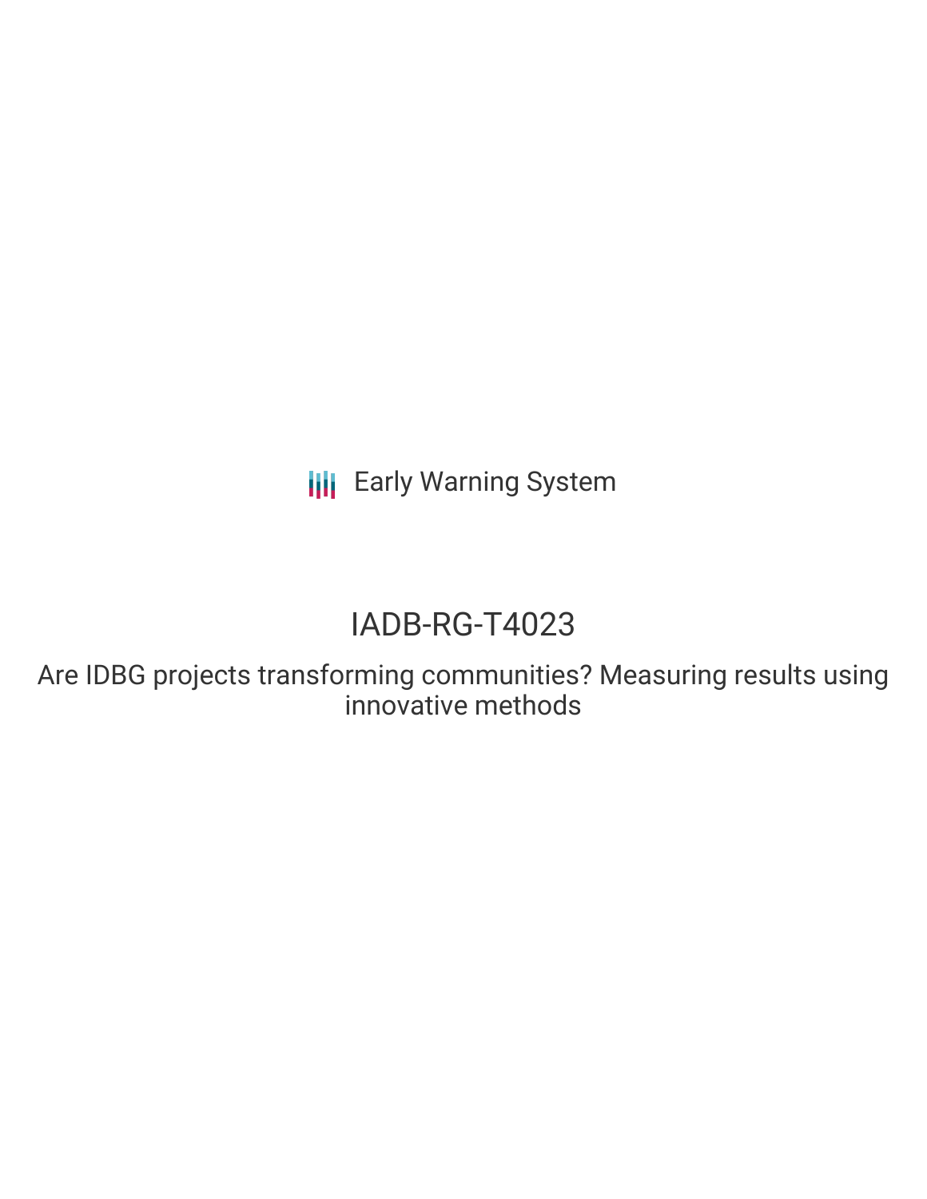Early Warning System

# IADB-RG-T4023

## Are IDBG projects transforming communities? Measuring results using innovative methods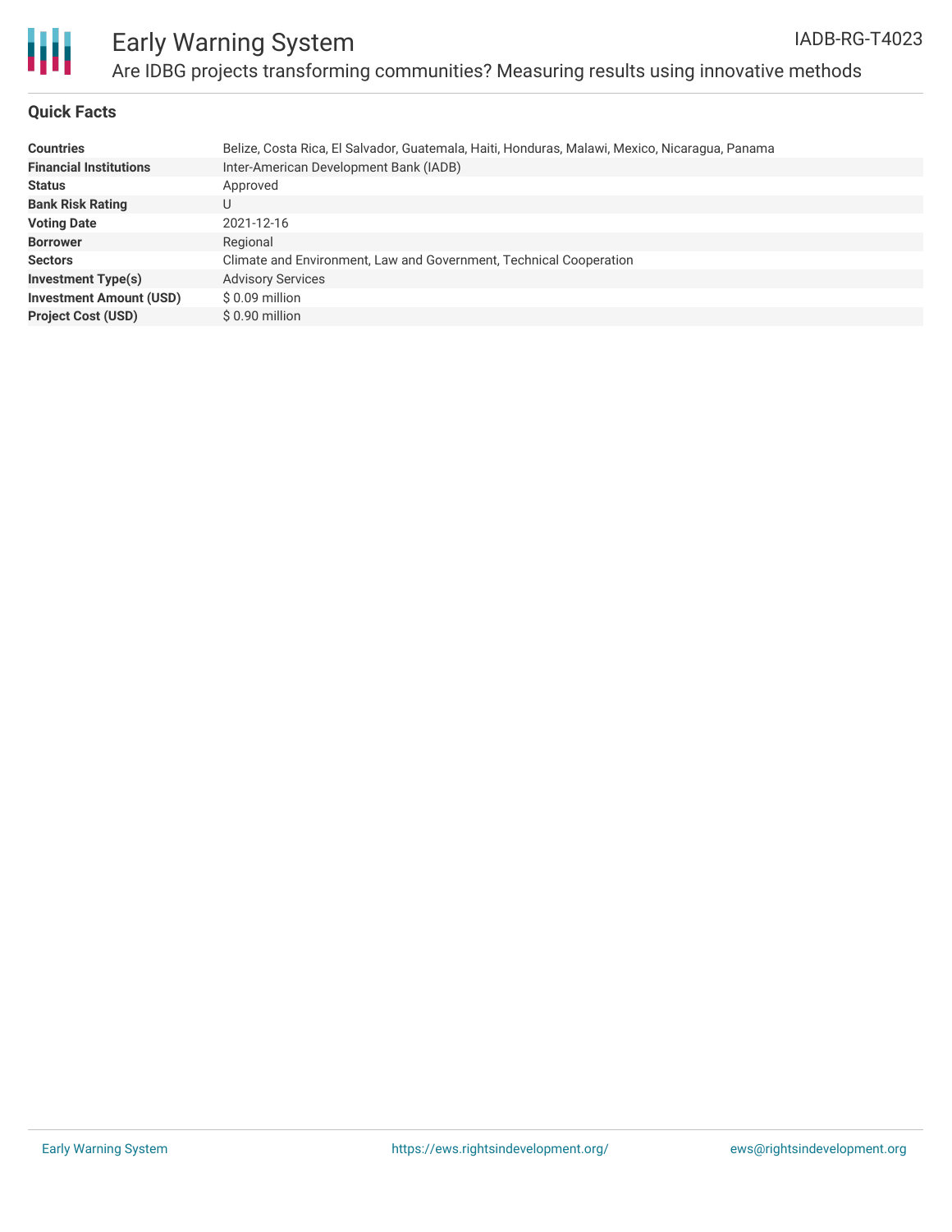# Early Warning System

IADB-RG-T4023

## Are IDBG projects transforming communities? Measuring results using innovative methods

### Quick Facts

| | |
|---|---|
| **Countries** | Belize, Costa Rica, El Salvador, Guatemala, Haiti, Honduras, Malawi, Mexico, Nicaragua, Panama |
| **Financial Institutions** | Inter-American Development Bank (IADB) |
| **Status** | Approved |
| **Bank Risk Rating** | U |
| **Voting Date** | 2021-12-16 |
| **Borrower** | Regional |
| **Sectors** | Climate and Environment, Law and Government, Technical Cooperation |
| **Investment Type(s)** | Advisory Services |
| **Investment Amount (USD)** | $ 0.09 million |
| **Project Cost (USD)** | $ 0.90 million |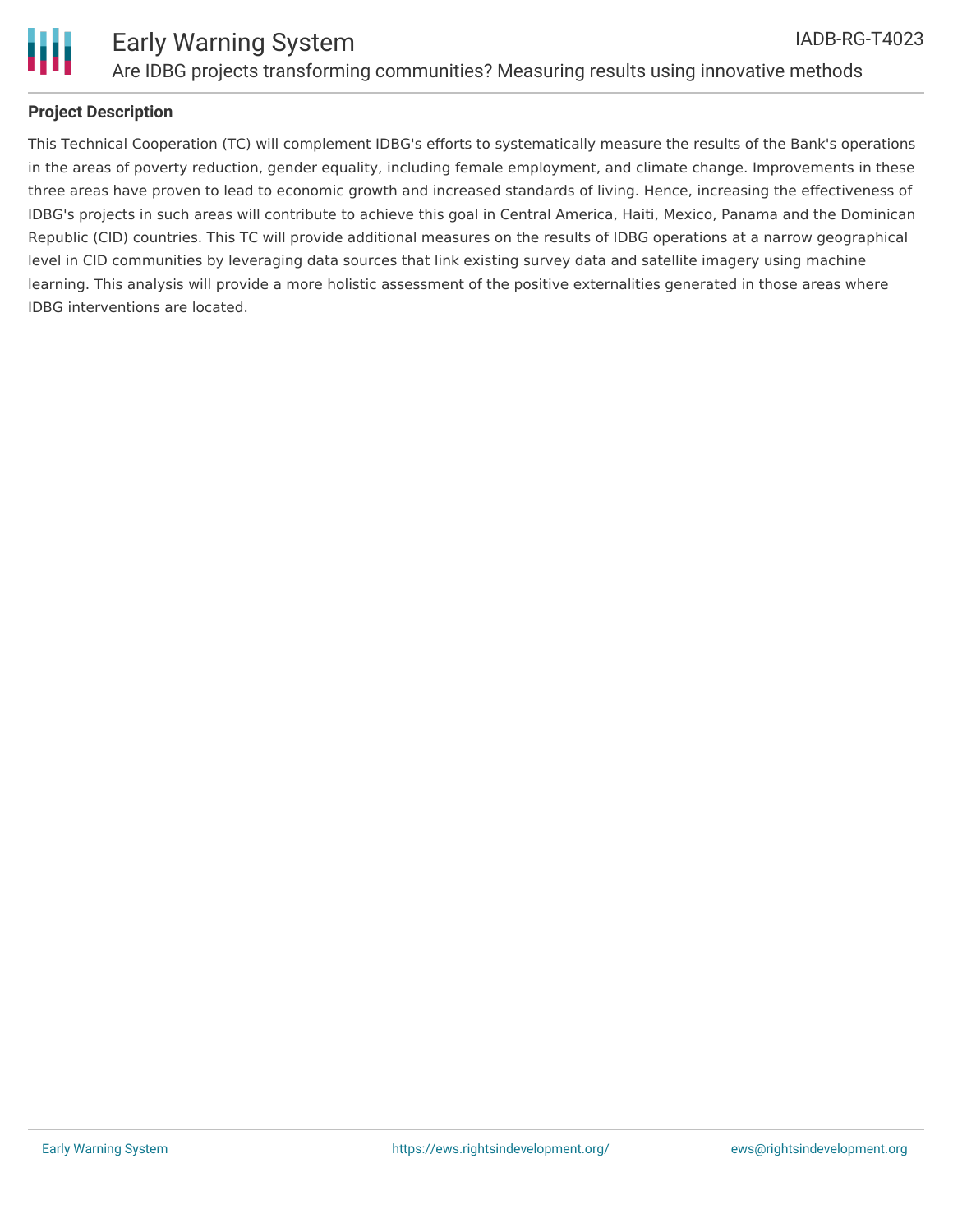### Project Description

This Technical Cooperation (TC) will complement IDBG's efforts to systematically measure the results of the Bank's operations in the areas of poverty reduction, gender equality, including female employment, and climate change. Improvements in these three areas have proven to lead to economic growth and increased standards of living. Hence, increasing the effectiveness of IDBG's projects in such areas will contribute to achieve this goal in Central America, Haiti, Mexico, Panama and the Dominican Republic (CID) countries. This TC will provide additional measures on the results of IDBG operations at a narrow geographical level in CID communities by leveraging data sources that link existing survey data and satellite imagery using machine learning. This analysis will provide a more holistic assessment of the positive externalities generated in those areas where IDBG interventions are located.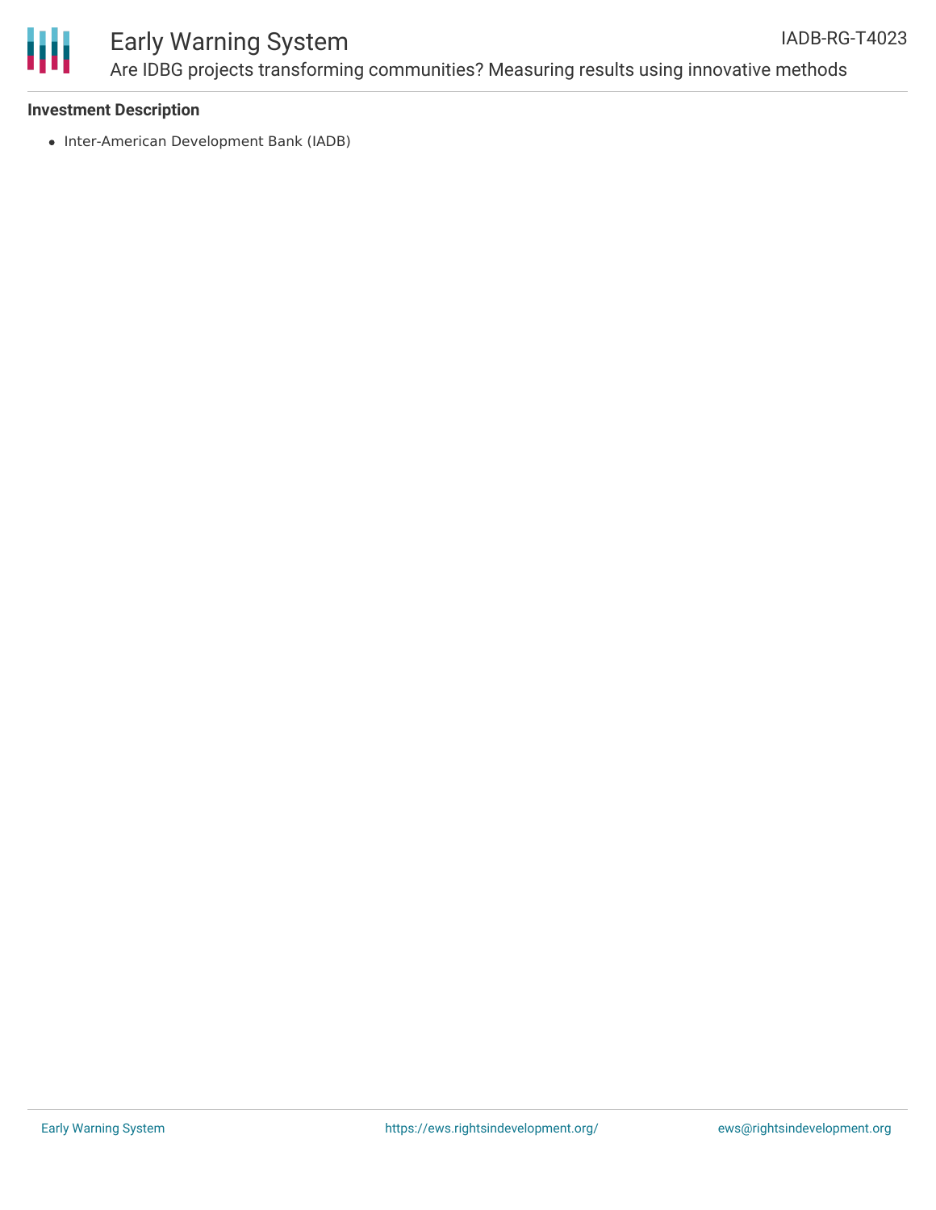## Investment Description

- Inter-American Development Bank (IADB)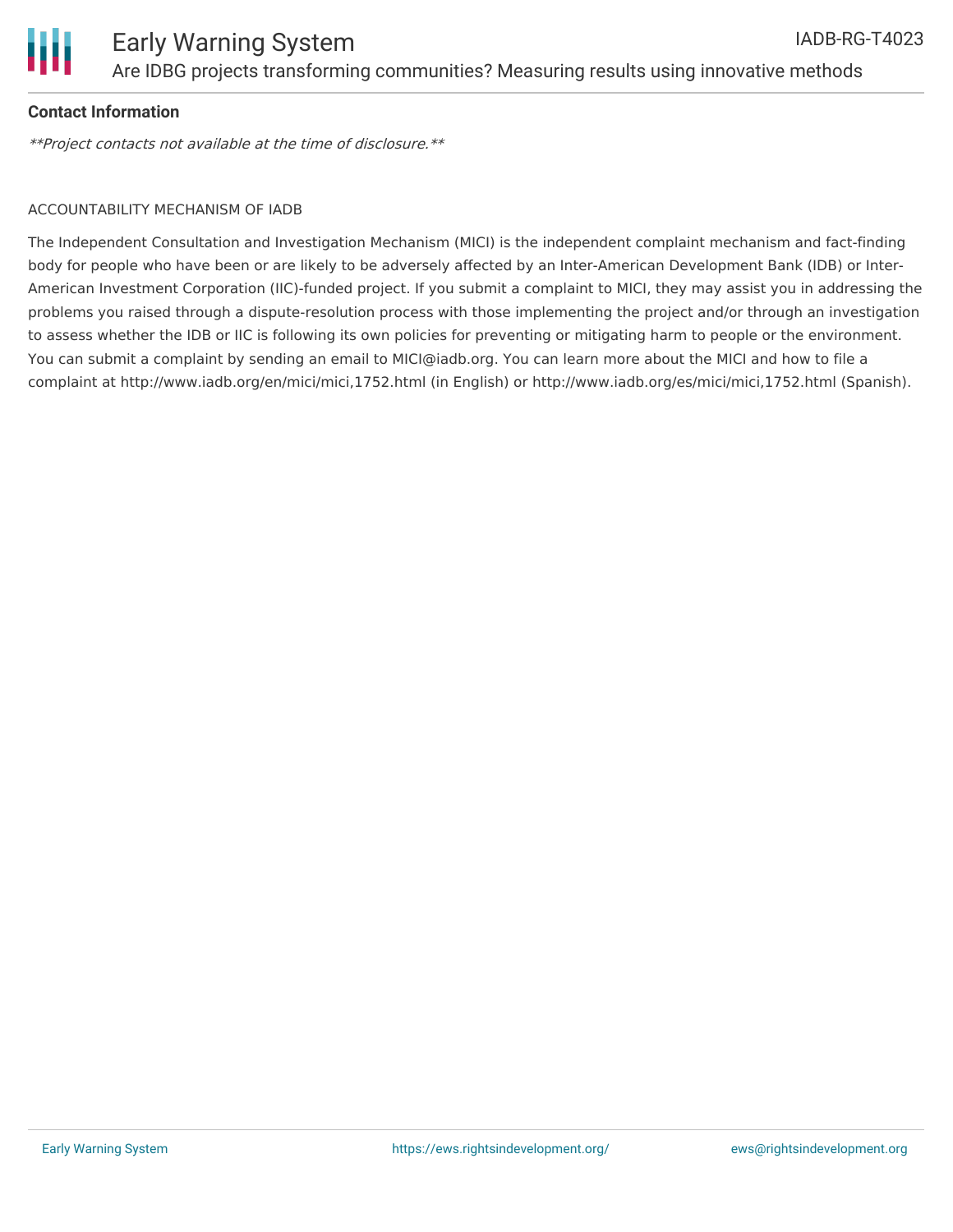**Contact Information**

*\*\*Project contacts not available at the time of disclosure.\*\**

ACCOUNTABILITY MECHANISM OF IADB

The Independent Consultation and Investigation Mechanism (MICI) is the independent complaint mechanism and fact-finding body for people who have been or are likely to be adversely affected by an Inter-American Development Bank (IDB) or Inter-American Investment Corporation (IIC)-funded project. If you submit a complaint to MICI, they may assist you in addressing the problems you raised through a dispute-resolution process with those implementing the project and/or through an investigation to assess whether the IDB or IIC is following its own policies for preventing or mitigating harm to people or the environment. You can submit a complaint by sending an email to MICI@iadb.org. You can learn more about the MICI and how to file a complaint at http://www.iadb.org/en/mici/mici,1752.html (in English) or http://www.iadb.org/es/mici/mici,1752.html (Spanish).